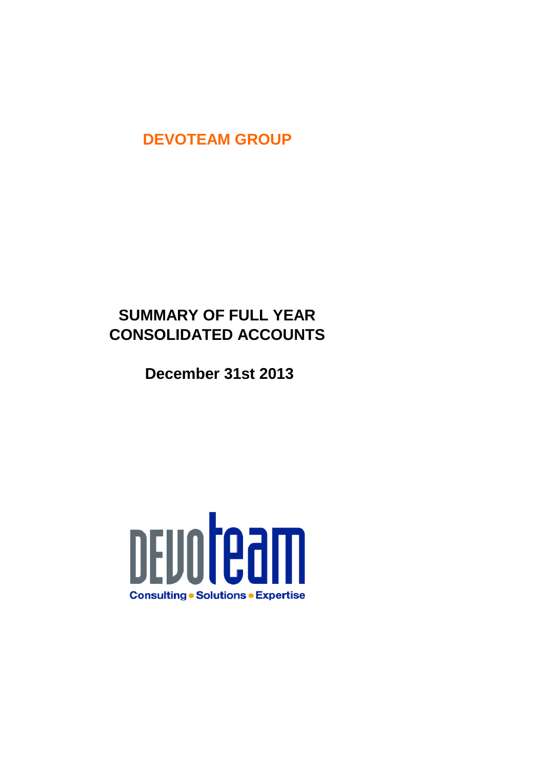# DEVOTEAM GROUP

## SUMMARY OF FULL YEAR CONSOLIDATED ACCOUNTS

**December 31st 2013**

DEVOTEAM

Consulting • Solutions • Expertise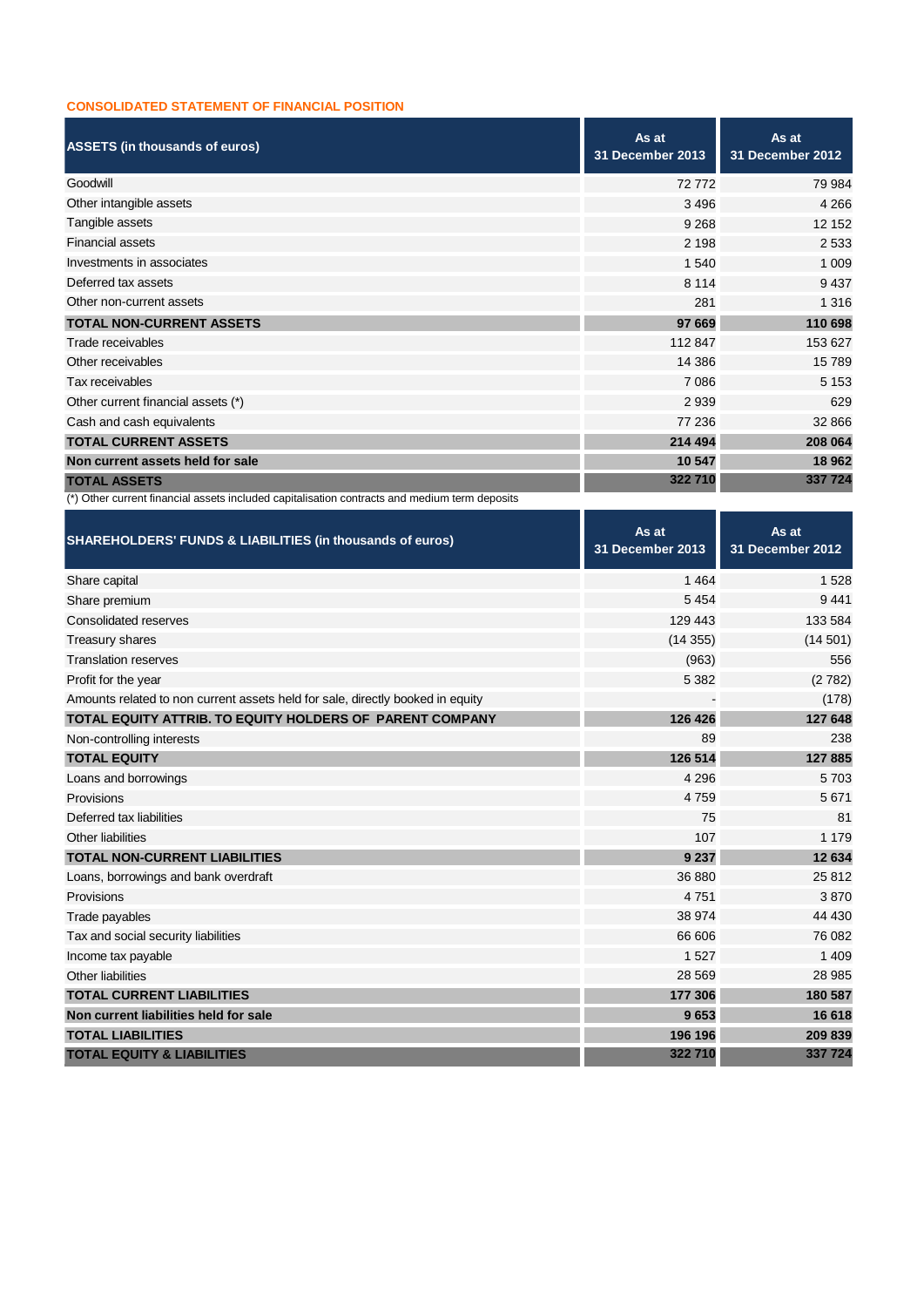## CONSOLIDATED STATEMENT OF FINANCIAL POSITION

| ASSETS (in thousands of euros) | As at 31 December 2013 | As at 31 December 2012 |
|---|---|---|
| Goodwill | 72 772 | 79 984 |
| Other intangible assets | 3 496 | 4 266 |
| Tangible assets | 9 268 | 12 152 |
| Financial assets | 2 198 | 2 533 |
| Investments in associates | 1 540 | 1 009 |
| Deferred tax assets | 8 114 | 9 437 |
| Other non-current assets | 281 | 1 316 |
| **TOTAL NON-CURRENT ASSETS** | **97 669** | **110 698** |
| Trade receivables | 112 847 | 153 627 |
| Other receivables | 14 386 | 15 789 |
| Tax receivables | 7 086 | 5 153 |
| Other current financial assets (*) | 2 939 | 629 |
| Cash and cash equivalents | 77 236 | 32 866 |
| **TOTAL CURRENT ASSETS** | **214 494** | **208 064** |
| **Non current assets held for sale** | **10 547** | **18 962** |
| **TOTAL ASSETS** | **322 710** | **337 724** |

(*) Other current financial assets included capitalisation contracts and medium term deposits

| SHAREHOLDERS' FUNDS & LIABILITIES (in thousands of euros) | As at 31 December 2013 | As at 31 December 2012 |
|---|---|---|
| Share capital | 1 464 | 1 528 |
| Share premium | 5 454 | 9 441 |
| Consolidated reserves | 129 443 | 133 584 |
| Treasury shares | (14 355) | (14 501) |
| Translation reserves | (963) | 556 |
| Profit for the year | 5 382 | (2 782) |
| Amounts related to non current assets held for sale, directly booked in equity | - | (178) |
| **TOTAL EQUITY ATTRIB. TO EQUITY HOLDERS OF PARENT COMPANY** | **126 426** | **127 648** |
| Non-controlling interests | 89 | 238 |
| **TOTAL EQUITY** | **126 514** | **127 885** |
| Loans and borrowings | 4 296 | 5 703 |
| Provisions | 4 759 | 5 671 |
| Deferred tax liabilities | 75 | 81 |
| Other liabilities | 107 | 1 179 |
| **TOTAL NON-CURRENT LIABILITIES** | **9 237** | **12 634** |
| Loans, borrowings and bank overdraft | 36 880 | 25 812 |
| Provisions | 4 751 | 3 870 |
| Trade payables | 38 974 | 44 430 |
| Tax and social security liabilities | 66 606 | 76 082 |
| Income tax payable | 1 527 | 1 409 |
| Other liabilities | 28 569 | 28 985 |
| **TOTAL CURRENT LIABILITIES** | **177 306** | **180 587** |
| **Non current liabilities held for sale** | **9 653** | **16 618** |
| **TOTAL LIABILITIES** | **196 196** | **209 839** |
| **TOTAL EQUITY & LIABILITIES** | **322 710** | **337 724** |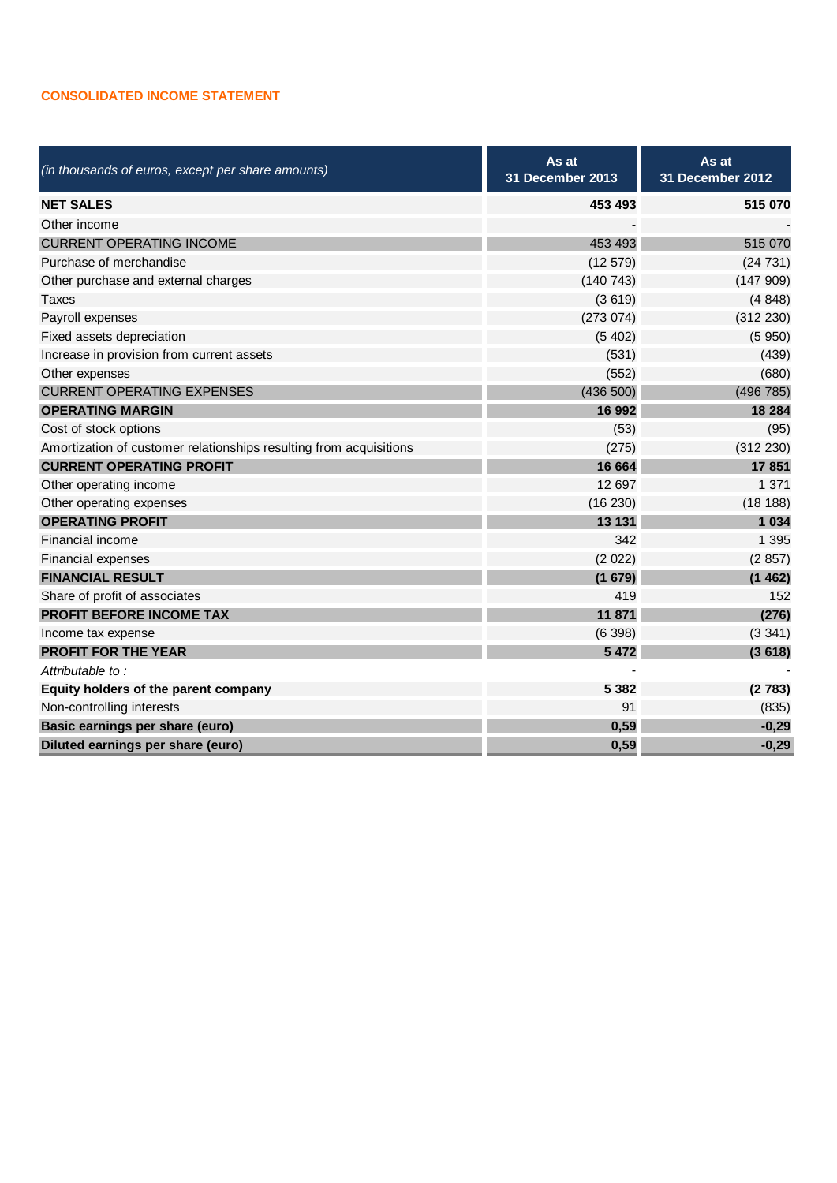## CONSOLIDATED INCOME STATEMENT

| *(in thousands of euros, except per share amounts)* | As at 31 December 2013 | As at 31 December 2012 |
|---|---|---|
| **NET SALES** | **453 493** | **515 070** |
| Other income | - | - |
| CURRENT OPERATING INCOME | 453 493 | 515 070 |
| Purchase of merchandise | (12 579) | (24 731) |
| Other purchase and external charges | (140 743) | (147 909) |
| Taxes | (3 619) | (4 848) |
| Payroll expenses | (273 074) | (312 230) |
| Fixed assets depreciation | (5 402) | (5 950) |
| Increase in provision from current assets | (531) | (439) |
| Other expenses | (552) | (680) |
| CURRENT OPERATING EXPENSES | (436 500) | (496 785) |
| **OPERATING MARGIN** | **16 992** | **18 284** |
| Cost of stock options | (53) | (95) |
| Amortization of customer relationships resulting from acquisitions | (275) | (312 230) |
| **CURRENT OPERATING PROFIT** | **16 664** | **17 851** |
| Other operating income | 12 697 | 1 371 |
| Other operating expenses | (16 230) | (18 188) |
| **OPERATING PROFIT** | **13 131** | **1 034** |
| Financial income | 342 | 1 395 |
| Financial expenses | (2 022) | (2 857) |
| **FINANCIAL RESULT** | **(1 679)** | **(1 462)** |
| Share of profit of associates | 419 | 152 |
| **PROFIT BEFORE INCOME TAX** | **11 871** | **(276)** |
| Income tax expense | (6 398) | (3 341) |
| **PROFIT FOR THE YEAR** | **5 472** | **(3 618)** |
| *Attributable to :* | - | - |
| **Equity holders of the parent company** | **5 382** | **(2 783)** |
| Non-controlling interests | 91 | (835) |
| **Basic earnings per share (euro)** | **0,59** | **-0,29** |
| **Diluted earnings per share (euro)** | **0,59** | **-0,29** |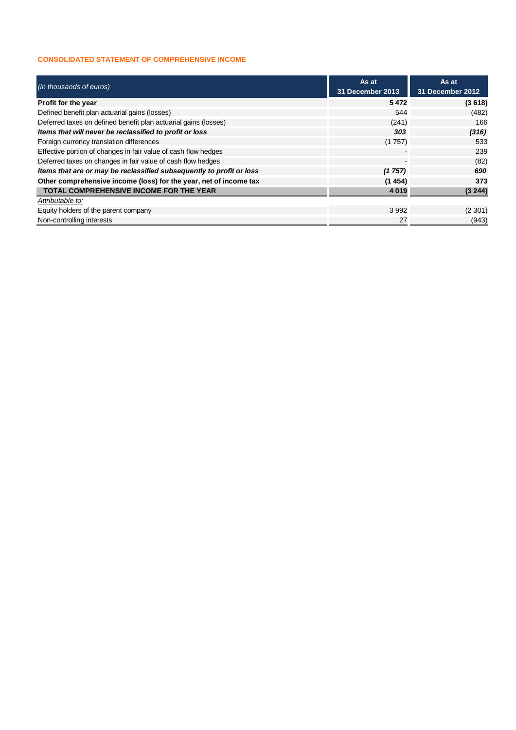## CONSOLIDATED STATEMENT OF COMPREHENSIVE INCOME

| *(in thousands of euros)* | As at 31 December 2013 | As at 31 December 2012 |
|---|---|---|
| **Profit for the year** | **5 472** | **(3 618)** |
| Defined benefit plan actuarial gains (losses) | 544 | (482) |
| Deferred taxes on defined benefit plan actuarial gains (losses) | (241) | 166 |
| ***Items that will never be reclassified to profit or loss*** | ***303*** | ***(316)*** |
| Foreign currency translation differences | (1 757) | 533 |
| Effective portion of changes in fair value of cash flow hedges | - | 239 |
| Deferred taxes on changes in fair value of cash flow hedges | - | (82) |
| ***Items that are or may be reclassified subsequently to profit or loss*** | ***(1 757)*** | ***690*** |
| **Other comprehensive income (loss) for the year, net of income tax** | **(1 454)** | **373** |
| **TOTAL COMPREHENSIVE INCOME FOR THE YEAR** | **4 019** | **(3 244)** |
| *Attributable to:* | | |
| Equity holders of the parent company | 3 992 | (2 301) |
| Non-controlling interests | 27 | (943) |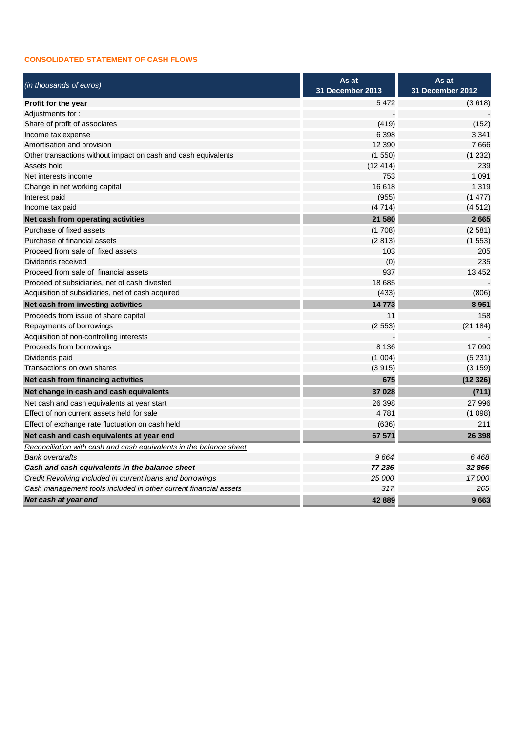## CONSOLIDATED STATEMENT OF CASH FLOWS

| *(in thousands of euros)* | As at 31 December 2013 | As at 31 December 2012 |
|---|---|---|
| **Profit for the year** | 5 472 | (3 618) |
| Adjustments for : | - | - |
| Share of profit of associates | (419) | (152) |
| Income tax expense | 6 398 | 3 341 |
| Amortisation and provision | 12 390 | 7 666 |
| Other transactions without impact on cash and cash equivalents | (1 550) | (1 232) |
| Assets hold | (12 414) | 239 |
| Net interests income | 753 | 1 091 |
| Change in net working capital | 16 618 | 1 319 |
| Interest paid | (955) | (1 477) |
| Income tax paid | (4 714) | (4 512) |
| **Net cash from operating activities** | **21 580** | **2 665** |
| Purchase of fixed assets | (1 708) | (2 581) |
| Purchase of financial assets | (2 813) | (1 553) |
| Proceed from sale of fixed assets | 103 | 205 |
| Dividends received | (0) | 235 |
| Proceed from sale of financial assets | 937 | 13 452 |
| Proceed of subsidiaries, net of cash divested | 18 685 | - |
| Acquisition of subsidiaries, net of cash acquired | (433) | (806) |
| **Net cash from investing activities** | **14 773** | **8 951** |
| Proceeds from issue of share capital | 11 | 158 |
| Repayments of borrowings | (2 553) | (21 184) |
| Acquisition of non-controlling interests | - | - |
| Proceeds from borrowings | 8 136 | 17 090 |
| Dividends paid | (1 004) | (5 231) |
| Transactions on own shares | (3 915) | (3 159) |
| **Net cash from financing activities** | **675** | **(12 326)** |
| **Net change in cash and cash equivalents** | **37 028** | **(711)** |
| Net cash and cash equivalents at year start | 26 398 | 27 996 |
| Effect of non current assets held for sale | 4 781 | (1 098) |
| Effect of exchange rate fluctuation on cash held | (636) | 211 |
| **Net cash and cash equivalents at year end** | **67 571** | **26 398** |
| *Reconciliation with cash and cash equivalents in the balance sheet* | | |
| *Bank overdrafts* | *9 664* | *6 468* |
| ***Cash and cash equivalents in the balance sheet*** | ***77 236*** | ***32 866*** |
| *Credit Revolving included in current loans and borrowings* | *25 000* | *17 000* |
| *Cash management tools included in other current financial assets* | *317* | *265* |
| ***Net cash at year end*** | **42 889** | **9 663** |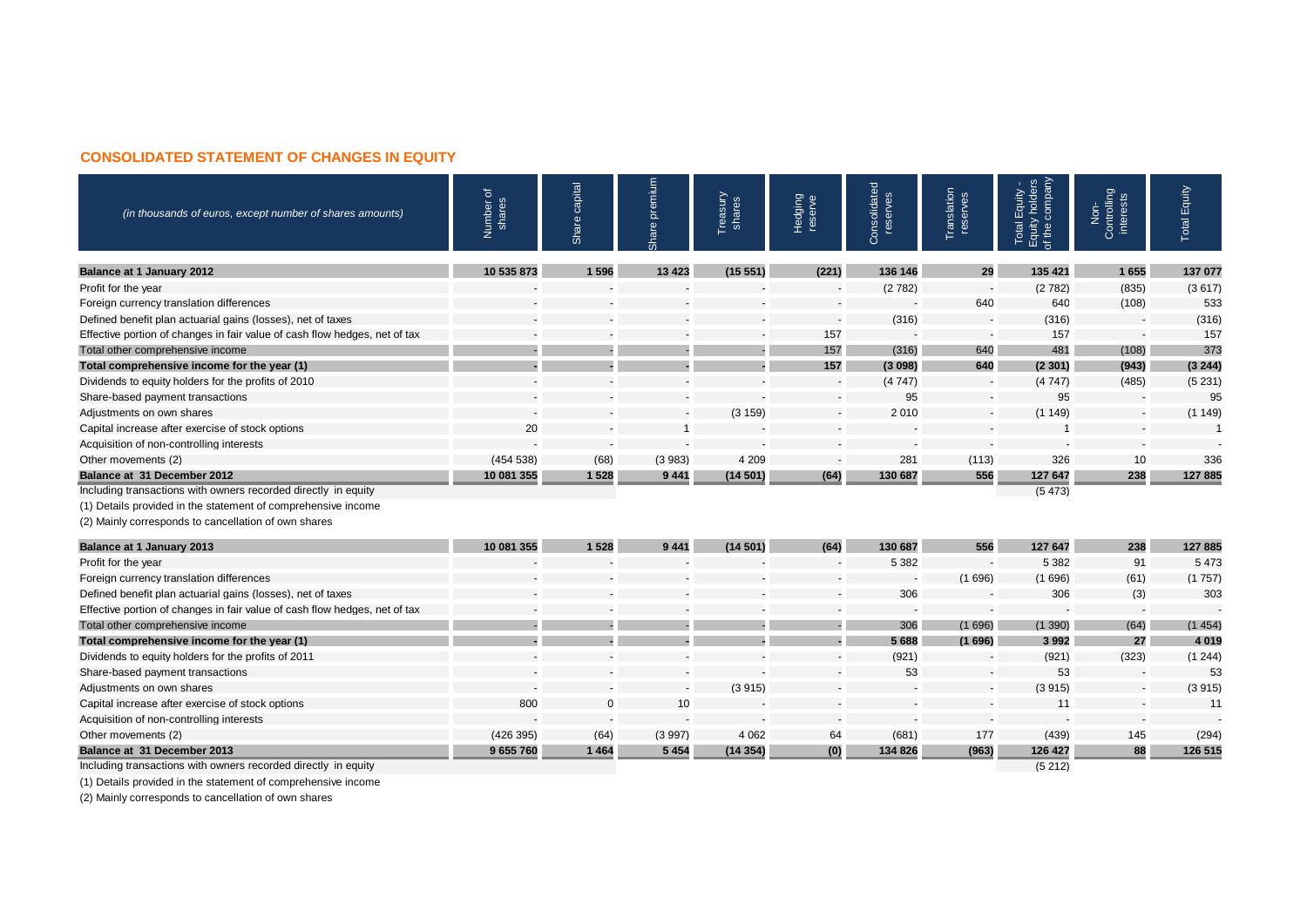## CONSOLIDATED STATEMENT OF CHANGES IN EQUITY

| *(in thousands of euros, except number of shares amounts)* | Number of shares | Share capital | Share premium | Treasury shares | Hedging reserve | Consolidated reserves | Translation reserves | Total Equity - Equity holders of the company | Non-Controlling interests | Total Equity |
|---|---|---|---|---|---|---|---|---|---|---|
| **Balance at 1 January 2012** | **10 535 873** | **1 596** | **13 423** | **(15 551)** | **(221)** | **136 146** | **29** | **135 421** | **1 655** | **137 077** |
| Profit for the year | - | - | - | - | - | (2 782) | - | (2 782) | (835) | (3 617) |
| Foreign currency translation differences | - | - | - | - | - | - | 640 | 640 | (108) | 533 |
| Defined benefit plan actuarial gains (losses), net of taxes | - | - | - | - | - | (316) | - | (316) | - | (316) |
| Effective portion of changes in fair value of cash flow hedges, net of tax | - | - | - | - | 157 | - | - | 157 | - | 157 |
| Total other comprehensive income | - | - | - | - | 157 | (316) | 640 | 481 | (108) | 373 |
| **Total comprehensive income for the year (1)** | **-** | **-** | **-** | **-** | **157** | **(3 098)** | **640** | **(2 301)** | **(943)** | **(3 244)** |
| Dividends to equity holders for the profits of 2010 | - | - | - | - | - | (4 747) | - | (4 747) | (485) | (5 231) |
| Share-based payment transactions | - | - | - | - | - | 95 | - | 95 | - | 95 |
| Adjustments on own shares | - | - | - | (3 159) | - | 2 010 | - | (1 149) | - | (1 149) |
| Capital increase after exercise of stock options | 20 | - | 1 | - | - | - | - | 1 | - | 1 |
| Acquisition of non-controlling interests | - | - | - | - | - | - | - | - | - | - |
| Other movements (2) | (454 538) | (68) | (3 983) | 4 209 | - | 281 | (113) | 326 | 10 | 336 |
| **Balance at 31 December 2012** | **10 081 355** | **1 528** | **9 441** | **(14 501)** | **(64)** | **130 687** | **556** | **127 647** | **238** | **127 885** |
| Including transactions with owners recorded directly in equity | | | | | | | | (5 473) | | |

(1) Details provided in the statement of comprehensive income

(2) Mainly corresponds to cancellation of own shares

| *(in thousands of euros, except number of shares amounts)* | Number of shares | Share capital | Share premium | Treasury shares | Hedging reserve | Consolidated reserves | Translation reserves | Total Equity - Equity holders of the company | Non-Controlling interests | Total Equity |
|---|---|---|---|---|---|---|---|---|---|---|
| **Balance at 1 January 2013** | **10 081 355** | **1 528** | **9 441** | **(14 501)** | **(64)** | **130 687** | **556** | **127 647** | **238** | **127 885** |
| Profit for the year | - | - | - | - | - | 5 382 | - | 5 382 | 91 | 5 473 |
| Foreign currency translation differences | - | - | - | - | - | - | (1 696) | (1 696) | (61) | (1 757) |
| Defined benefit plan actuarial gains (losses), net of taxes | - | - | - | - | - | 306 | - | 306 | (3) | 303 |
| Effective portion of changes in fair value of cash flow hedges, net of tax | - | - | - | - | - | - | - | - | - | - |
| Total other comprehensive income | - | - | - | - | - | 306 | (1 696) | (1 390) | (64) | (1 454) |
| **Total comprehensive income for the year (1)** | **-** | **-** | **-** | **-** | **-** | **5 688** | **(1 696)** | **3 992** | **27** | **4 019** |
| Dividends to equity holders for the profits of 2011 | - | - | - | - | - | (921) | - | (921) | (323) | (1 244) |
| Share-based payment transactions | - | - | - | - | - | 53 | - | 53 | - | 53 |
| Adjustments on own shares | - | - | - | (3 915) | - | - | - | (3 915) | - | (3 915) |
| Capital increase after exercise of stock options | 800 | 0 | 10 | - | - | - | - | 11 | - | 11 |
| Acquisition of non-controlling interests | - | - | - | - | - | - | - | - | - | - |
| Other movements (2) | (426 395) | (64) | (3 997) | 4 062 | 64 | (681) | 177 | (439) | 145 | (294) |
| **Balance at 31 December 2013** | **9 655 760** | **1 464** | **5 454** | **(14 354)** | **(0)** | **134 826** | **(963)** | **126 427** | **88** | **126 515** |
| Including transactions with owners recorded directly in equity | | | | | | | | (5 212) | | |

(1) Details provided in the statement of comprehensive income

(2) Mainly corresponds to cancellation of own shares